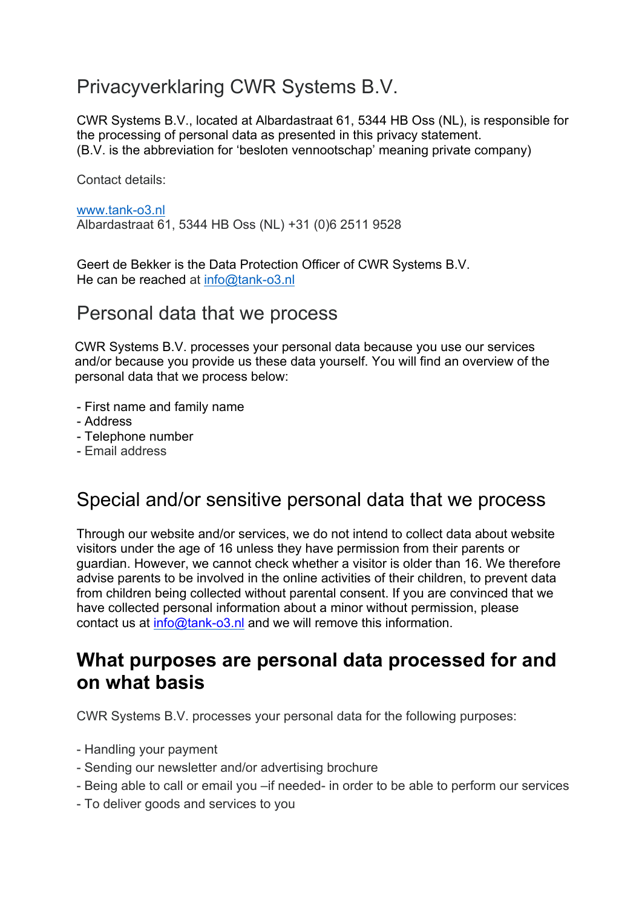# Privacyverklaring CWR Systems B.V.

CWR Systems B.V., located at Albardastraat 61, 5344 HB Oss (NL), is responsible for the processing of personal data as presented in this privacy statement.
(B.V. is the abbreviation for 'besloten vennootschap' meaning private company)

Contact details:

www.tank-o3.nl
Albardastraat 61, 5344 HB Oss (NL) +31 (0)6 2511 9528

Geert de Bekker is the Data Protection Officer of CWR Systems B.V.
He can be reached at info@tank-o3.nl

## Personal data that we process

CWR Systems B.V. processes your personal data because you use our services and/or because you provide us these data yourself. You will find an overview of the personal data that we process below:

- First name and family name
- Address
- Telephone number
- Email address

## Special and/or sensitive personal data that we process

Through our website and/or services, we do not intend to collect data about website visitors under the age of 16 unless they have permission from their parents or guardian. However, we cannot check whether a visitor is older than 16. We therefore advise parents to be involved in the online activities of their children, to prevent data from children being collected without parental consent. If you are convinced that we have collected personal information about a minor without permission, please contact us at info@tank-o3.nl and we will remove this information.

## **What purposes are personal data processed for and on what basis**

CWR Systems B.V. processes your personal data for the following purposes:

- Handling your payment
- Sending our newsletter and/or advertising brochure
- Being able to call or email you –if needed- in order to be able to perform our services
- To deliver goods and services to you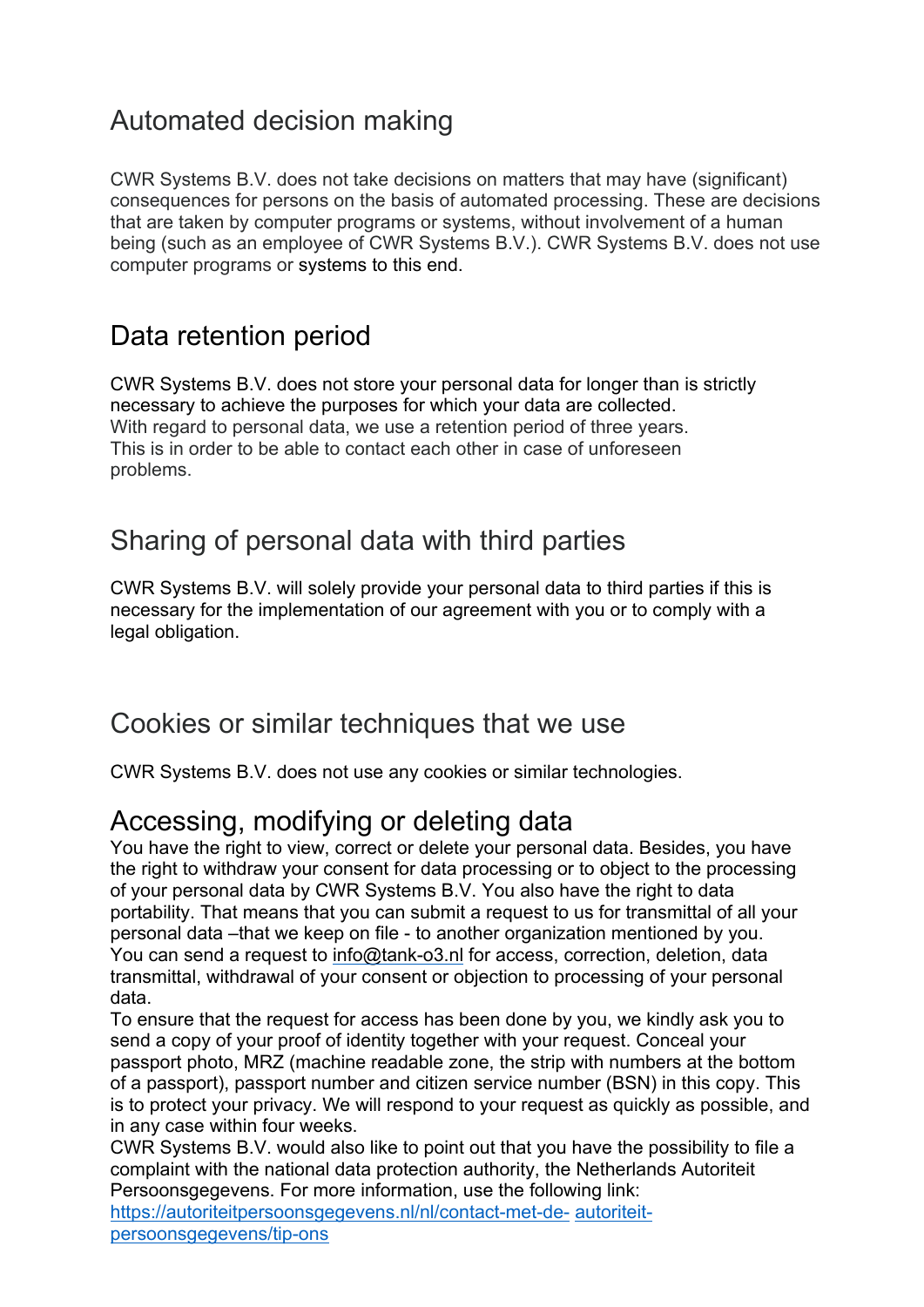## Automated decision making

CWR Systems B.V. does not take decisions on matters that may have (significant) consequences for persons on the basis of automated processing. These are decisions that are taken by computer programs or systems, without involvement of a human being (such as an employee of CWR Systems B.V.). CWR Systems B.V. does not use computer programs or systems to this end.

## Data retention period

CWR Systems B.V. does not store your personal data for longer than is strictly necessary to achieve the purposes for which your data are collected.
With regard to personal data, we use a retention period of three years.
This is in order to be able to contact each other in case of unforeseen problems.

## Sharing of personal data with third parties

CWR Systems B.V. will solely provide your personal data to third parties if this is necessary for the implementation of our agreement with you or to comply with a legal obligation.

## Cookies or similar techniques that we use

CWR Systems B.V. does not use any cookies or similar technologies.

## Accessing, modifying or deleting data

You have the right to view, correct or delete your personal data. Besides, you have the right to withdraw your consent for data processing or to object to the processing of your personal data by CWR Systems B.V. You also have the right to data portability. That means that you can submit a request to us for transmittal of all your personal data –that we keep on file - to another organization mentioned by you.
You can send a request to info@tank-o3.nl for access, correction, deletion, data transmittal, withdrawal of your consent or objection to processing of your personal data.
To ensure that the request for access has been done by you, we kindly ask you to send a copy of your proof of identity together with your request. Conceal your passport photo, MRZ (machine readable zone, the strip with numbers at the bottom of a passport), passport number and citizen service number (BSN) in this copy. This is to protect your privacy. We will respond to your request as quickly as possible, and in any case within four weeks.
CWR Systems B.V. would also like to point out that you have the possibility to file a complaint with the national data protection authority, the Netherlands Autoriteit Persoonsgegevens. For more information, use the following link:
https://autoriteitpersoonsgegevens.nl/nl/contact-met-de-autoriteit-persoonsgegevens/tip-ons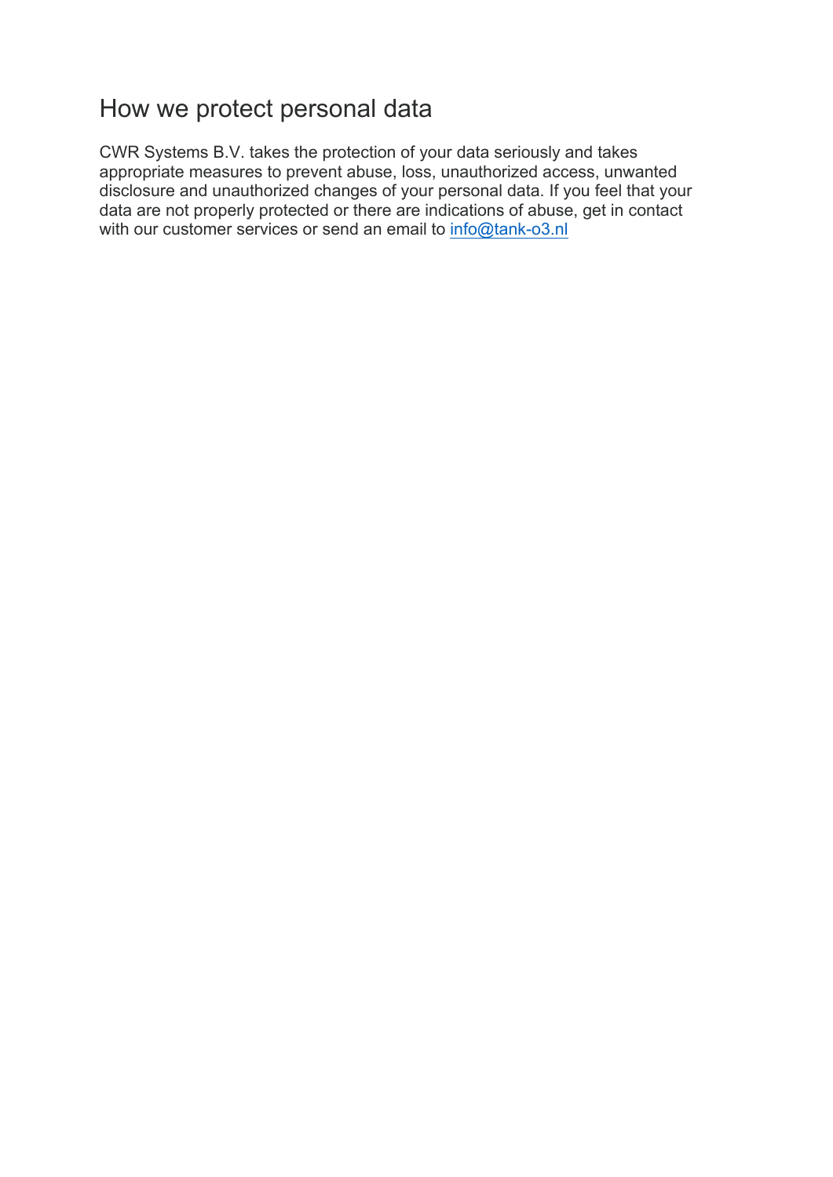## How we protect personal data

CWR Systems B.V. takes the protection of your data seriously and takes appropriate measures to prevent abuse, loss, unauthorized access, unwanted disclosure and unauthorized changes of your personal data. If you feel that your data are not properly protected or there are indications of abuse, get in contact with our customer services or send an email to info@tank-o3.nl